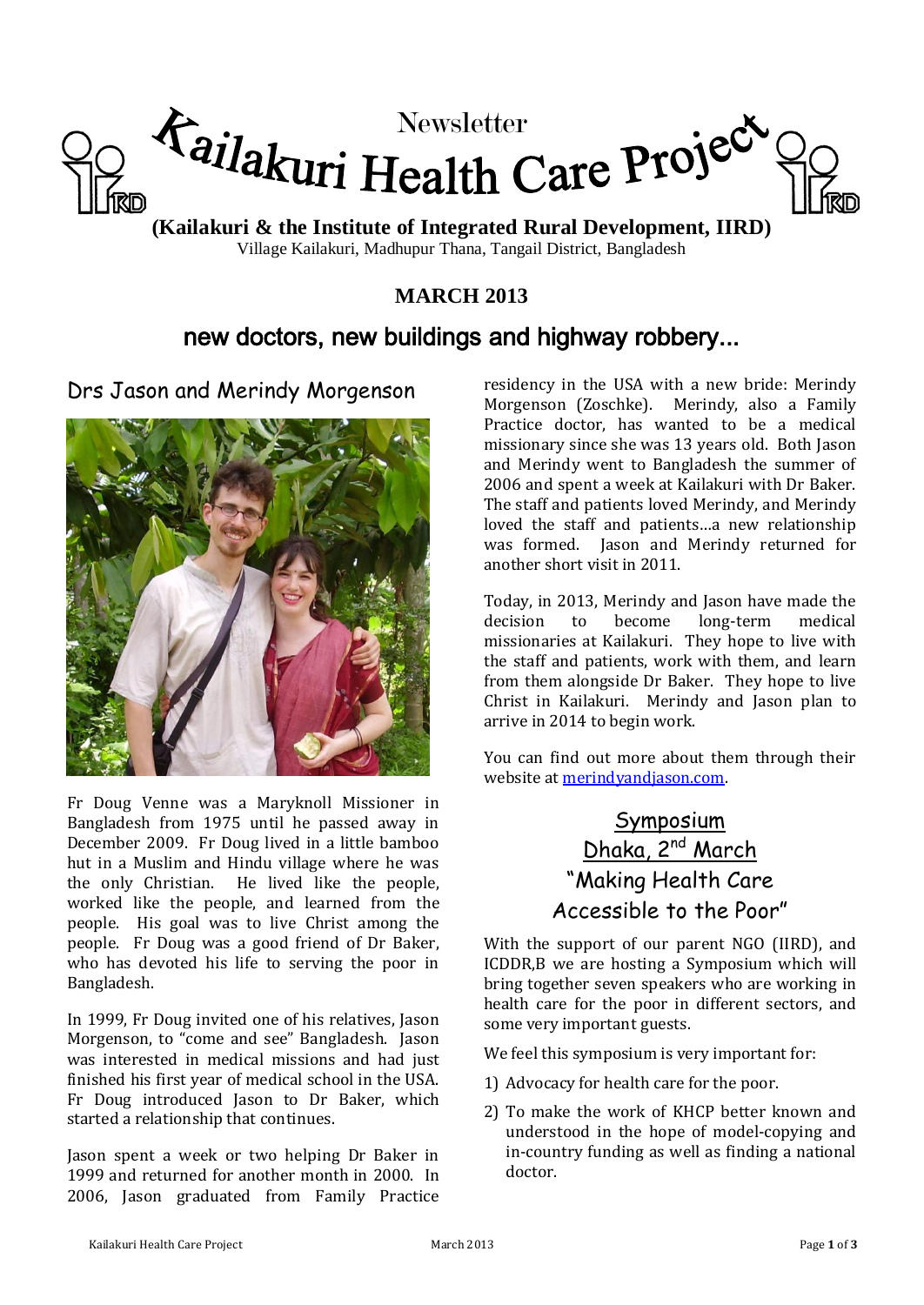# Newsletter Kailakuri Health Care Project

**(Kailakuri & the Institute of Integrated Rural Development, IIRD)**

Village Kailakuri, Madhupur Thana, Tangail District, Bangladesh

**MARCH 2013**

## new doctors, new buildings and highway robbery...

### Drs Jason and Merindy Morgenson

Fr Doug Venne was a Maryknoll Missioner in Bangladesh from 1975 until he passed away in December 2009. Fr Doug lived in a little bamboo hut in a Muslim and Hindu village where he was the only Christian. He lived like the people, worked like the people, and learned from the people. His goal was to live Christ among the people. Fr Doug was a good friend of Dr Baker, who has devoted his life to serving the poor in Bangladesh.

In 1999, Fr Doug invited one of his relatives, Jason Morgenson, to "come and see" Bangladesh. Jason was interested in medical missions and had just finished his first year of medical school in the USA. Fr Doug introduced Jason to Dr Baker, which started a relationship that continues.

Jason spent a week or two helping Dr Baker in 1999 and returned for another month in 2000. In 2006, Jason graduated from Family Practice residency in the USA with a new bride: Merindy Morgenson (Zoschke). Merindy, also a Family Practice doctor, has wanted to be a medical missionary since she was 13 years old. Both Jason and Merindy went to Bangladesh the summer of 2006 and spent a week at Kailakuri with Dr Baker. The staff and patients loved Merindy, and Merindy loved the staff and patients…a new relationship was formed. Jason and Merindy returned for another short visit in 2011.

Today, in 2013, Merindy and Jason have made the decision to become long-term medical missionaries at Kailakuri. They hope to live with the staff and patients, work with them, and learn from them alongside Dr Baker. They hope to live Christ in Kailakuri. Merindy and Jason plan to arrive in 2014 to begin work.

You can find out more about them through their website at [merindyandjason.com](merindyandjason.com).

### Symposium
### Dhaka, 2nd March
### "Making Health Care Accessible to the Poor"

With the support of our parent NGO (IIRD), and ICDDR,B we are hosting a Symposium which will bring together seven speakers who are working in health care for the poor in different sectors, and some very important guests.

We feel this symposium is very important for:

1) Advocacy for health care for the poor.
2) To make the work of KHCP better known and understood in the hope of model-copying and in-country funding as well as finding a national doctor.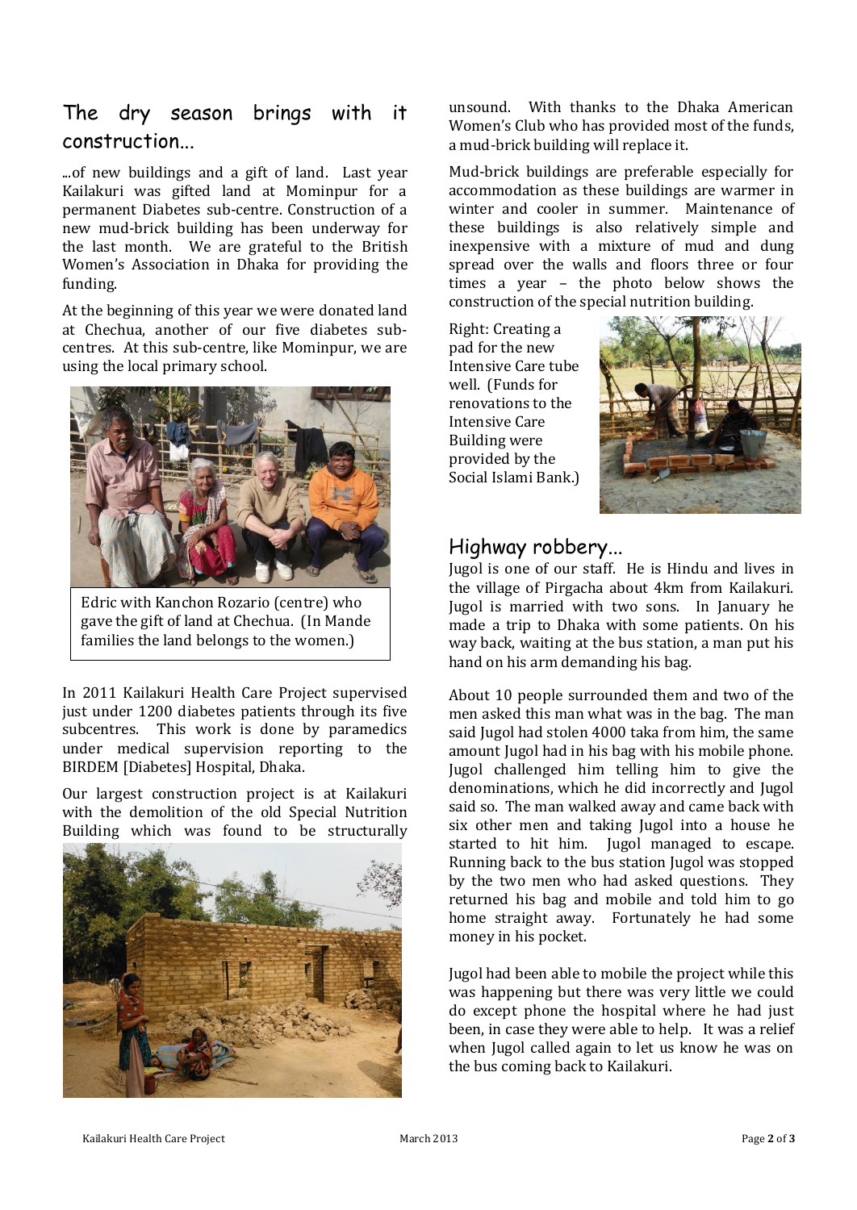## The dry season brings with it construction...

...of new buildings and a gift of land. Last year Kailakuri was gifted land at Mominpur for a permanent Diabetes sub-centre. Construction of a new mud-brick building has been underway for the last month. We are grateful to the British Women's Association in Dhaka for providing the funding.

At the beginning of this year we were donated land at Chechua, another of our five diabetes sub-centres. At this sub-centre, like Mominpur, we are using the local primary school.

Edric with Kanchon Rozario (centre) who gave the gift of land at Chechua. (In Mande families the land belongs to the women.)

In 2011 Kailakuri Health Care Project supervised just under 1200 diabetes patients through its five subcentres. This work is done by paramedics under medical supervision reporting to the BIRDEM [Diabetes] Hospital, Dhaka.

Our largest construction project is at Kailakuri with the demolition of the old Special Nutrition Building which was found to be structurally unsound. With thanks to the Dhaka American Women's Club who has provided most of the funds, a mud-brick building will replace it.

Mud-brick buildings are preferable especially for accommodation as these buildings are warmer in winter and cooler in summer. Maintenance of these buildings is also relatively simple and inexpensive with a mixture of mud and dung spread over the walls and floors three or four times a year – the photo below shows the construction of the special nutrition building.

Right: Creating a pad for the new Intensive Care tube well. (Funds for renovations to the Intensive Care Building were provided by the Social Islami Bank.)

## Highway robbery...

Jugol is one of our staff. He is Hindu and lives in the village of Pirgacha about 4km from Kailakuri. Jugol is married with two sons. In January he made a trip to Dhaka with some patients. On his way back, waiting at the bus station, a man put his hand on his arm demanding his bag.

About 10 people surrounded them and two of the men asked this man what was in the bag. The man said Jugol had stolen 4000 taka from him, the same amount Jugol had in his bag with his mobile phone. Jugol challenged him telling him to give the denominations, which he did incorrectly and Jugol said so. The man walked away and came back with six other men and taking Jugol into a house he started to hit him. Jugol managed to escape. Running back to the bus station Jugol was stopped by the two men who had asked questions. They returned his bag and mobile and told him to go home straight away. Fortunately he had some money in his pocket.

Jugol had been able to mobile the project while this was happening but there was very little we could do except phone the hospital where he had just been, in case they were able to help. It was a relief when Jugol called again to let us know he was on the bus coming back to Kailakuri.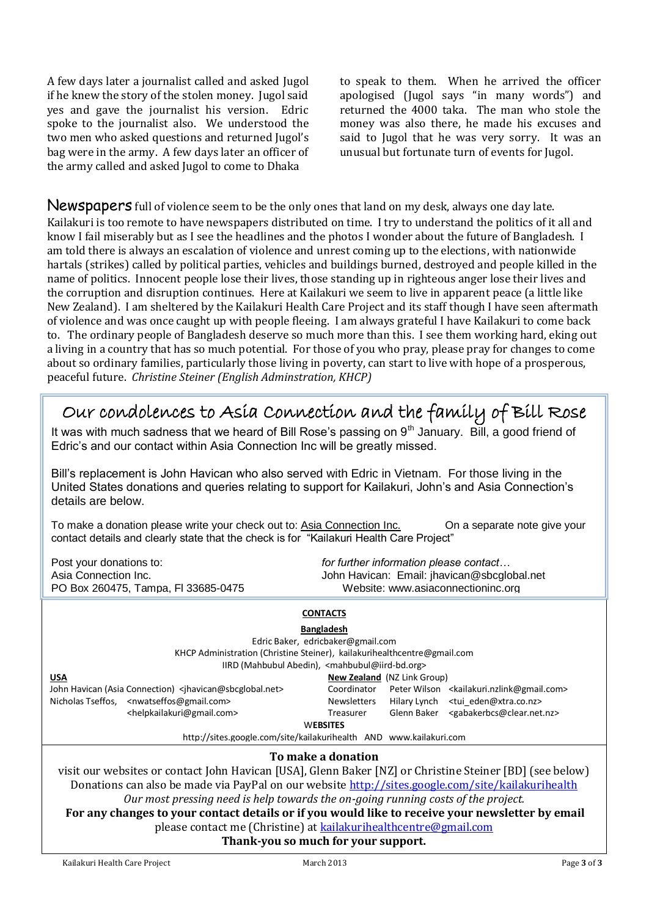A few days later a journalist called and asked Jugol if he knew the story of the stolen money. Jugol said yes and gave the journalist his version. Edric spoke to the journalist also. We understood the two men who asked questions and returned Jugol's bag were in the army. A few days later an officer of the army called and asked Jugol to come to Dhaka to speak to them. When he arrived the officer apologised (Jugol says "in many words") and returned the 4000 taka. The man who stole the money was also there, he made his excuses and said to Jugol that he was very sorry. It was an unusual but fortunate turn of events for Jugol.

**Newspapers** full of violence seem to be the only ones that land on my desk, always one day late. Kailakuri is too remote to have newspapers distributed on time. I try to understand the politics of it all and know I fail miserably but as I see the headlines and the photos I wonder about the future of Bangladesh. I am told there is always an escalation of violence and unrest coming up to the elections, with nationwide hartals (strikes) called by political parties, vehicles and buildings burned, destroyed and people killed in the name of politics. Innocent people lose their lives, those standing up in righteous anger lose their lives and the corruption and disruption continues. Here at Kailakuri we seem to live in apparent peace (a little like New Zealand). I am sheltered by the Kailakuri Health Care Project and its staff though I have seen aftermath of violence and was once caught up with people fleeing. I am always grateful I have Kailakuri to come back to. The ordinary people of Bangladesh deserve so much more than this. I see them working hard, eking out a living in a country that has so much potential. For those of you who pray, please pray for changes to come about so ordinary families, particularly those living in poverty, can start to live with hope of a prosperous, peaceful future. *Christine Steiner (English Adminstration, KHCP)*

## Our condolences to Asia Connection and the family of Bill Rose

It was with much sadness that we heard of Bill Rose's passing on 9th January. Bill, a good friend of Edric's and our contact within Asia Connection Inc will be greatly missed.

Bill's replacement is John Havican who also served with Edric in Vietnam. For those living in the United States donations and queries relating to support for Kailakuri, John's and Asia Connection's details are below.

To make a donation please write your check out to: Asia Connection Inc. On a separate note give your contact details and clearly state that the check is for "Kailakuri Health Care Project"

Post your donations to:
Asia Connection Inc.
PO Box 260475, Tampa, Fl 33685-0475

*for further information please contact…*
John Havican: Email: jhavican@sbcglobal.net
Website: www.asiaconnectioninc.org

**CONTACTS**

**Bangladesh**

Edric Baker, edricbaker@gmail.com
KHCP Administration (Christine Steiner), kailakurihealthcentre@gmail.com
IIRD (Mahbubul Abedin), <mahbubul@iird-bd.org>

**USA**

John Havican (Asia Connection) <jhavican@sbcglobal.net>
Nicholas Tseffos, <nwatseffos@gmail.com>
<helpkailakuri@gmail.com>

**New Zealand** (NZ Link Group)

Coordinator Peter Wilson <kailakuri.nzlink@gmail.com>
Newsletters Hilary Lynch <tui_eden@xtra.co.nz>
Treasurer Glenn Baker <gabakerbcs@clear.net.nz>

**WEBSITES**

http://sites.google.com/site/kailakurihealth AND www.kailakuri.com

**To make a donation**

visit our websites or contact John Havican [USA], Glenn Baker [NZ] or Christine Steiner [BD] (see below)
Donations can also be made via PayPal on our website http://sites.google.com/site/kailakurihealth
*Our most pressing need is help towards the on-going running costs of the project.*
**For any changes to your contact details or if you would like to receive your newsletter by email** please contact me (Christine) at kailakurihealthcentre@gmail.com
**Thank-you so much for your support.**